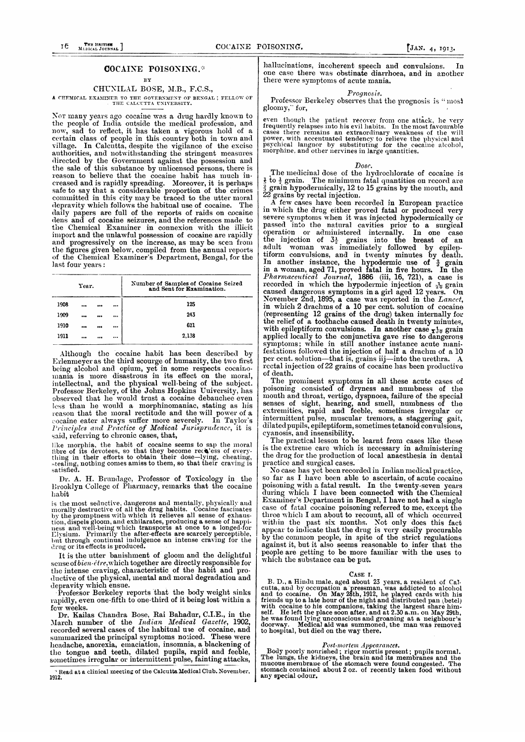# COCAINE POISONING.*

BY

CHUNILAL BOSE, M.B., F.C.S.,

A CHEMICAL EXAMINER TO THE GOVERNMENT OF BENGAL; FELLOW OF THE CALCUTTA UNIVERSITY.

Not many years ago cocaine was a drug hardly known to the people of India outside the medical profession, and now, sad to reflect, it has taken a vigorous hold of a certain class of people in this country both in town and village. In Calcutta, despite the vigilance of the excise authorities, and notwithstanding the stringent measures directed by the Government against the possession and the sale of this substance by unlicensed persons, there is reason to believe that the cocaine habit has much increased and is rapidly spreading. Moreover, it is perhaps safe to say that a considerable proportion of the crimes committed in this city may be traced to the utter moral depravity which follows the habitual use of cocaine. The daily papers are full of the reports of raids on cocaine dens and of cocaine seizures, and the references made to the Chemical Examiner in connexion with the illicit import and the unlawful possession of cocaine are rapidly and progressively on the increase, as may be seen from the figures given below, compiled from the annual reports of the Chemical Examiner's Department, Bengal, for the last four years:

| Year. | Number of Samples of Cocaine Seized and Sent for Examination. |
|---|---|
| 1908 ... ... ... | 125 |
| 1909 ... ... ... | 243 |
| 1910 ... ... ... | 621 |
| 1911 ... ... ... | 2,138 |

Although the cocaine habit has been described by Erlenmeyer as the third scourge of humanity, the two first being alcohol and opium, yet in some respects cocainomania is more disastrous in its effect on the moral, intellectual, and the physical well-being of the subject. Professor Berkeley, of the Johns Hopkins University, has observed that he would trust a cocaine debauchee even less than he would a morphinomaniac, stating as his reason that the moral rectitude and the will power of a cocaine eater always suffer more severely. In Taylor's *Principles and Practice of Medical Jurisprudence*, it is said, referring to chronic cases, that,

> like morphia, the habit of cocaine seems to sap the moral fibre of its devotees, so that they become reckless of everything in their efforts to obtain their dose—lying, cheating, stealing, nothing comes amiss to them, so that their craving is satisfied.

Dr. A. H. Brundage, Professor of Toxicology in the Brooklyn College of Pharmacy, remarks that the cocaine habit

> is the most seductive, dangerous and mentally, physically and morally destructive of all the drug habits. Cocaine fascinates by the promptness with which it relieves all sense of exhaustion, dispels gloom, and exhilarates, producing a sense of happiness and well-being which transports at once to a longed-for Elysium. Primarily the after-effects are scarcely perceptible, but through continual indulgence an intense craving for the drug or its effects is produced.

It is the utter banishment of gloom and the delightful sense of *bien-être*, which together are directly responsible for the intense craving, characteristic of the habit and productive of the physical, mental and moral degradation and depravity which ensue.

Professor Berkeley reports that the body weight sinks rapidly, even one-fifth to one-third of it being lost within a few weeks.

Dr. Kailas Chandra Bose, Rai Bahadur, C.I.E., in the March number of the *Indian Medical Gazette*, 1902, recorded several cases of the habitual use of cocaine, and summarized the principal symptoms noticed. These were headache, anorexia, emaciation, insomnia, a blackening of the tongue and teeth, dilated pupils, rapid and feeble, sometimes irregular or intermittent pulse, fainting attacks, hallucinations, incoherent speech and convulsions. In one case there was obstinate diarrhoea, and in another there were symptoms of acute mania.

*Read at a clinical meeting of the Calcutta Medical Club. November, 1912.

### *Prognosis.*

Professor Berkeley observes that the prognosis is "most gloomy," for,

> even though the patient recover from one attack, he very frequently relapses into his evil habits. In the most favourable cases there remains an extraordinary weakness of the will power, with accentuated tendency to relieve the physical and psychical languor by substituting for the cocaine alcohol, morphine, and other nervines in large quantities.

### *Dose.*

The medicinal dose of the hydrochlorate of cocaine is $\frac{1}{8}$ to $\frac{1}{2}$ grain. The minimum fatal quantities on record are $\frac{2}{3}$ grain hypodermically, 12 to 15 grains by the mouth, and 22 grains by rectal injection.

A few cases have been recorded in European practice in which the drug either proved fatal or produced very severe symptoms when it was injected hypodermically or passed into the natural cavities prior to a surgical operation or administered internally. In one case the injection of $3\frac{1}{2}$ grains into the breast of an adult woman was immediately followed by epileptiform convulsions, and in twenty minutes by death. In another instance, the hypodermic use of $\frac{2}{3}$ grain in a woman, aged 71, proved fatal in five hours. In the *Pharmaceutical Journal*, 1886 (iii, 16, 721), a case is recorded in which the hypodermic injection of $\frac{1}{20}$ grain caused dangerous symptoms in a girl aged 12 years. On November 2nd, 1895, a case was reported in the *Lancet*, in which 2 drachms of a 10 per cent. solution of cocaine (representing 12 grains of the drug) taken internally for the relief of a toothache caused death in twenty minutes, with epileptiform convulsions. In another case $\frac{1}{10}$ grain applied locally to the conjunctiva gave rise to dangerous symptoms; while in still another instance acute manifestations followed the injection of half a drachm of a 10 per cent. solution—that is, grains iij—into the urethra. A rectal injection of 22 grains of cocaine has been productive of death.

The prominent symptoms in all these acute cases of poisoning consisted of dryness and numbness of the mouth and throat, vertigo, dyspnoea, failure of the special senses of sight, hearing, and smell, numbness of the extremities, rapid and feeble, sometimes irregular or intermittent pulse, muscular tremors, a staggering gait, dilated pupils, epileptiform, sometimes tetanoid convulsions, cyanosis, and insensibility.

The practical lesson to be learnt from cases like these is the extreme care which is necessary in administering the drug for the production of local anaesthesia in dental practice and surgical cases.

No case has yet been recorded in Indian medical practice, so far as I have been able to ascertain, of acute cocaine poisoning with a fatal result. In the twenty-seven years during which I have been connected with the Chemical Examiner's Department in Bengal, I have not had a single case of fatal cocaine poisoning referred to me, except the three which I am about to recount, all of which occurred within the past six months. Not only does this fact appear to indicate that the drug is very easily procurable by the common people, in spite of the strict regulations against it, but it also seems reasonable to infer that the people are getting to be more familiar with the uses to which the substance can be put.

### CASE I.

B. D., a Hindu male, aged about 23 years, a resident of Calcutta, and by occupation a pressman, was addicted to alcohol and to cocaine. On May 28th, 1912, he played cards with his friends up to a late hour of the night and distributed pan (betel) with cocaine to his companions, taking the largest share himself. He left the place soon after, and at 2.30 a.m. on May 29th, he was found lying unconscious and groaning at a neighbour's doorway. Medical aid was summoned, the man was removed to hospital, but died on the way there.

*Post-mortem Appearances.*

Body poorly nourished; rigor mortis present; pupils normal. The lungs, the kidneys, the brain and its membranes and the mucous membrane of the stomach were found congested. The stomach contained about 2 oz. of recently taken food without any special odour.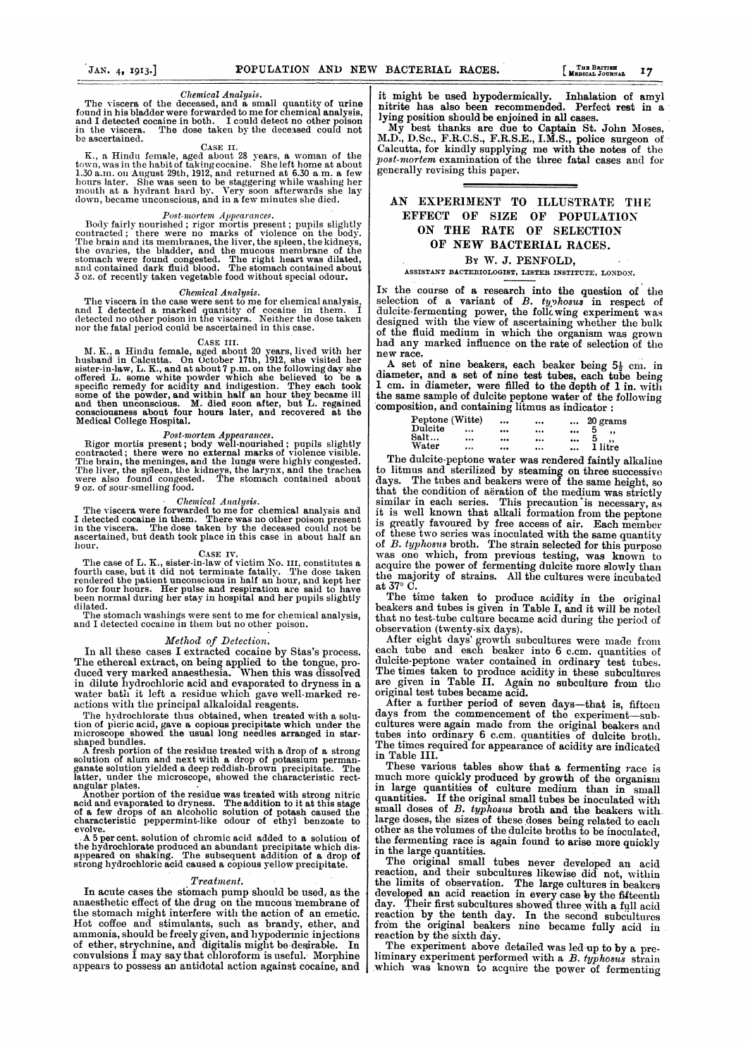*Chemical Analysis.*

The viscera of the deceased, and a small quantity of urine found in his bladder were forwarded to me for chemical analysis, and I detected cocaine in both. I could detect no other poison in the viscera. The dose taken by the deceased could not be ascertained.

CASE II.

K., a Hindu female, aged about 28 years, a woman of the town, was in the habit of taking cocaine. She left home at about 1.30 a.m. on August 29th, 1912, and returned at 6.30 a.m. a few hours later. She was seen to be staggering while washing her mouth at a hydrant hard by. Very soon afterwards she lay down, became unconscious, and in a few minutes she died.

*Post-mortem Appearances.*

Body fairly nourished; rigor mortis present; pupils slightly contracted; there were no marks of violence on the body. The brain and its membranes, the liver, the spleen, the kidneys, the ovaries, the bladder, and the mucous membrane of the stomach were found congested. The right heart was dilated, and contained dark fluid blood. The stomach contained about 3 oz. of recently taken vegetable food without special odour.

*Chemical Analysis.*

The viscera in the case were sent to me for chemical analysis, and I detected a marked quantity of cocaine in them. I detected no other poison in the viscera. Neither the dose taken nor the fatal period could be ascertained in this case.

CASE III.

M. K., a Hindu female, aged about 20 years, lived with her husband in Calcutta. On October 17th, 1912, she visited her sister-in-law, L. K., and at about 7 p.m. on the following day she offered L. some white powder which she believed to be a specific remedy for acidity and indigestion. They each took some of the powder, and within half an hour they became ill and then unconscious. M. died soon after, but L. regained consciousness about four hours later, and recovered at the Medical College Hospital.

*Post-mortem Appearances.*

Rigor mortis present; body well-nourished; pupils slightly contracted; there were no external marks of violence visible. The brain, the meninges, and the lungs were highly congested. The liver, the spleen, the kidneys, the larynx, and the trachea were also found congested. The stomach contained about 9 oz. of sour-smelling food.

*Chemical Analysis.*

The viscera were forwarded to me for chemical analysis and I detected cocaine in them. There was no other poison present in the viscera. The dose taken by the deceased could not be ascertained, but death took place in this case in about half an hour.

CASE IV.

The case of L. K., sister-in-law of victim No. III, constitutes a fourth case, but it did not terminate fatally. The dose taken rendered the patient unconscious in half an hour, and kept her so for four hours. Her pulse and respiration are said to have been normal during her stay in hospital and her pupils slightly dilated.

The stomach washings were sent to me for chemical analysis, and I detected cocaine in them but no other poison.

### *Method of Detection.*

In all these cases I extracted cocaine by Stas's process. The ethereal extract, on being applied to the tongue, produced very marked anaesthesia. When this was dissolved in dilute hydrochloric acid and evaporated to dryness in a water bath it left a residue which gave well-marked reactions with the principal alkaloidal reagents.

The hydrochlorate thus obtained, when treated with a solution of picric acid, gave a copious precipitate which under the microscope showed the usual long needles arranged in star-shaped bundles.

A fresh portion of the residue treated with a drop of a strong solution of alum and next with a drop of potassium permanganate solution yielded a deep reddish-brown precipitate. The latter, under the microscope, showed the characteristic rectangular plates.

Another portion of the residue was treated with strong nitric acid and evaporated to dryness. The addition to it at this stage of a few drops of an alcoholic solution of potash caused the characteristic peppermint-like odour of ethyl benzoate to evolve.

A 5 per cent. solution of chromic acid added to a solution of the hydrochlorate produced an abundant precipitate which disappeared on shaking. The subsequent addition of a drop of strong hydrochloric acid caused a copious yellow precipitate.

### *Treatment.*

In acute cases the stomach pump should be used, as the anaesthetic effect of the drug on the mucous membrane of the stomach might interfere with the action of an emetic. Hot coffee and stimulants, such as brandy, ether, and ammonia, should be freely given, and hypodermic injections of ether, strychnine, and digitalis might be desirable. In convulsions I may say that chloroform is useful. Morphine appears to possess an antidotal action against cocaine, and it might be used hypodermically. Inhalation of amyl nitrite has also been recommended. Perfect rest in a lying position should be enjoined in all cases.

My best thanks are due to Captain St. John Moses, M.D., D.Sc., F.R.C.S., F.R.S.E., I.M.S., police surgeon of Calcutta, for kindly supplying me with the notes of the *post-mortem* examination of the three fatal cases and for generally revising this paper.

# AN EXPERIMENT TO ILLUSTRATE THE EFFECT OF SIZE OF POPULATION ON THE RATE OF SELECTION OF NEW BACTERIAL RACES.

By W. J. PENFOLD,

ASSISTANT BACTERIOLOGIST, LISTER INSTITUTE, LONDON.

IN the course of a research into the question of the selection of a variant of *B. typhosus* in respect of dulcite-fermenting power, the following experiment was designed with the view of ascertaining whether the bulk of the fluid medium in which the organism was grown had any marked influence on the rate of selection of the new race.

A set of nine beakers, each beaker being $5\frac{1}{2}$ cm. in diameter, and a set of nine test tubes, each tube being 1 cm. in diameter, were filled to the depth of 1 in. with the same sample of dulcite peptone water of the following composition, and containing litmus as indicator:

| | |
|---|---|
| Peptone (Witte) ... ... ... | 20 grams |
| Dulcite ... ... ... ... | 5 ,, |
| Salt... ... ... ... ... | 5 ,, |
| Water ... ... ... ... | 1 litre |

The dulcite-peptone water was rendered faintly alkaline to litmus and sterilized by steaming on three successive days. The tubes and beakers were of the same height, so that the condition of aëration of the medium was strictly similar in each series. This precaution is necessary, as it is well known that alkali formation from the peptone is greatly favoured by free access of air. Each member of these two series was inoculated with the same quantity of *B. typhosus* broth. The strain selected for this purpose was one which, from previous testing, was known to acquire the power of fermenting dulcite more slowly than the majority of strains. All the cultures were incubated at 37° C.

The time taken to produce acidity in the original beakers and tubes is given in Table I, and it will be noted that no test-tube culture became acid during the period of observation (twenty-six days).

After eight days' growth subcultures were made from each tube and each beaker into 6 c.cm. quantities of dulcite-peptone water contained in ordinary test tubes. The times taken to produce acidity in these subcultures are given in Table II. Again no subculture from the original test tubes became acid.

After a further period of seven days—that is, fifteen days from the commencement of the experiment—subcultures were again made from the original beakers and tubes into ordinary 6 c.cm. quantities of dulcite broth. The times required for appearance of acidity are indicated in Table III.

These various tables show that a fermenting race is much more quickly produced by growth of the organism in large quantities of culture medium than in small quantities. If the original small tubes be inoculated with small doses of *B. typhosus* broth and the beakers with large doses, the sizes of these doses being related to each other as the volumes of the dulcite broths to be inoculated, the fermenting race is again found to arise more quickly in the large quantities.

The original small tubes never developed an acid reaction, and their subcultures likewise did not, within the limits of observation. The large cultures in beakers developed an acid reaction in every case by the fifteenth day. Their first subcultures showed three with a full acid reaction by the tenth day. In the second subcultures from the original beakers nine became fully acid in reaction by the sixth day.

The experiment above detailed was led up to by a preliminary experiment performed with a *B. typhosus* strain which was known to acquire the power of fermenting